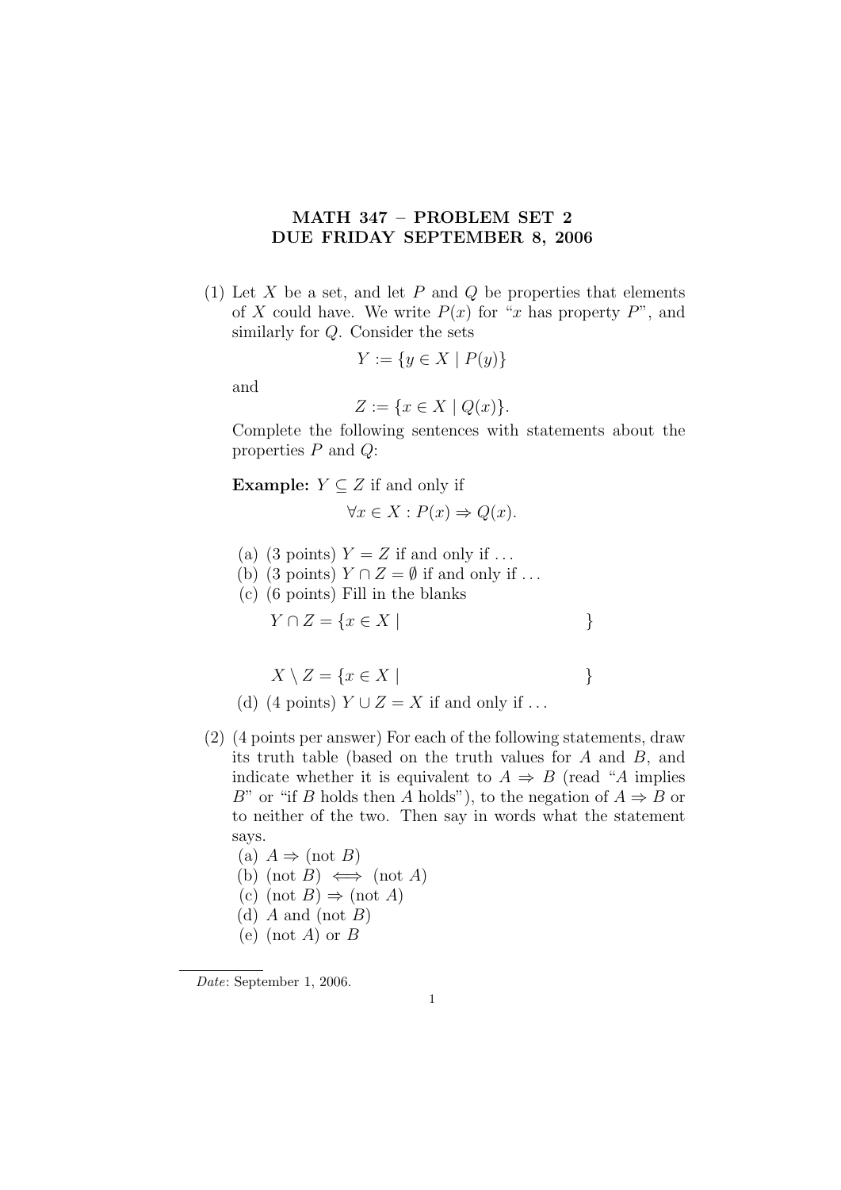# MATH 347 – PROBLEM SET 2
## DUE FRIDAY SEPTEMBER 8, 2006

(1) Let $X$ be a set, and let $P$ and $Q$ be properties that elements of $X$ could have. We write $P(x)$ for "$x$ has property $P$", and similarly for $Q$. Consider the sets

$$Y := \{y \in X \mid P(y)\}$$

and

$$Z := \{x \in X \mid Q(x)\}.$$

Complete the following sentences with statements about the properties $P$ and $Q$:

**Example:** $Y \subseteq Z$ if and only if

$$\forall x \in X : P(x) \Rightarrow Q(x).$$

  (a) (3 points) $Y = Z$ if and only if ...
  (b) (3 points) $Y \cap Z = \emptyset$ if and only if ...
  (c) (6 points) Fill in the blanks

$$Y \cap Z = \{x \in X \mid \qquad\qquad\qquad\qquad\qquad \}$$

$$X \setminus Z = \{x \in X \mid \qquad\qquad\qquad\qquad\qquad \}$$

  (d) (4 points) $Y \cup Z = X$ if and only if ...

(2) (4 points per answer) For each of the following statements, draw its truth table (based on the truth values for $A$ and $B$, and indicate whether it is equivalent to $A \Rightarrow B$ (read "$A$ implies $B$" or "if $B$ holds then $A$ holds"), to the negation of $A \Rightarrow B$ or to neither of the two. Then say in words what the statement says.

  (a) $A \Rightarrow (\text{not } B)$
  (b) $(\text{not } B) \iff (\text{not } A)$
  (c) $(\text{not } B) \Rightarrow (\text{not } A)$
  (d) $A$ and $(\text{not } B)$
  (e) $(\text{not } A)$ or $B$

*Date*: September 1, 2006.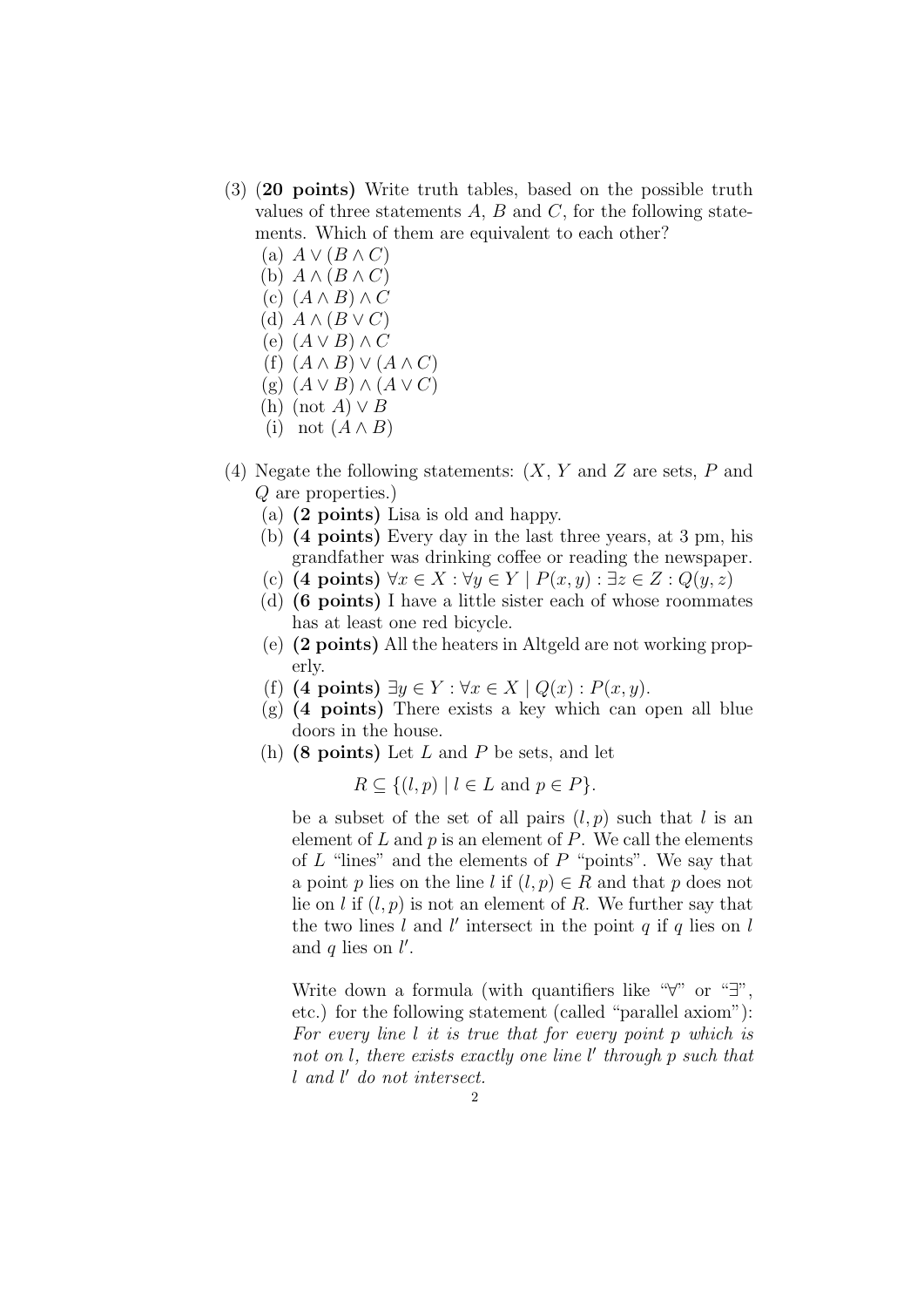(3) **(20 points)** Write truth tables, based on the possible truth values of three statements $A$, $B$ and $C$, for the following statements. Which of them are equivalent to each other?

   (a) $A \vee (B \wedge C)$
   (b) $A \wedge (B \wedge C)$
   (c) $(A \wedge B) \wedge C$
   (d) $A \wedge (B \vee C)$
   (e) $(A \vee B) \wedge C$
   (f) $(A \wedge B) \vee (A \wedge C)$
   (g) $(A \vee B) \wedge (A \vee C)$
   (h) (not $A$) $\vee B$
   (i) not $(A \wedge B)$

(4) Negate the following statements: ($X$, $Y$ and $Z$ are sets, $P$ and $Q$ are properties.)

   (a) **(2 points)** Lisa is old and happy.
   (b) **(4 points)** Every day in the last three years, at 3 pm, his grandfather was drinking coffee or reading the newspaper.
   (c) **(4 points)** $\forall x \in X : \forall y \in Y \mid P(x, y) : \exists z \in Z : Q(y, z)$
   (d) **(6 points)** I have a little sister each of whose roommates has at least one red bicycle.
   (e) **(2 points)** All the heaters in Altgeld are not working properly.
   (f) **(4 points)** $\exists y \in Y : \forall x \in X \mid Q(x) : P(x, y)$.
   (g) **(4 points)** There exists a key which can open all blue doors in the house.
   (h) **(8 points)** Let $L$ and $P$ be sets, and let

   $$R \subseteq \{(l, p) \mid l \in L \text{ and } p \in P\}.$$

   be a subset of the set of all pairs $(l, p)$ such that $l$ is an element of $L$ and $p$ is an element of $P$. We call the elements of $L$ "lines" and the elements of $P$ "points". We say that a point $p$ lies on the line $l$ if $(l, p) \in R$ and that $p$ does not lie on $l$ if $(l, p)$ is not an element of $R$. We further say that the two lines $l$ and $l'$ intersect in the point $q$ if $q$ lies on $l$ and $q$ lies on $l'$.

   Write down a formula (with quantifiers like "$\forall$" or "$\exists$", etc.) for the following statement (called "parallel axiom"): *For every line $l$ it is true that for every point $p$ which is not on $l$, there exists exactly one line $l'$ through $p$ such that $l$ and $l'$ do not intersect.*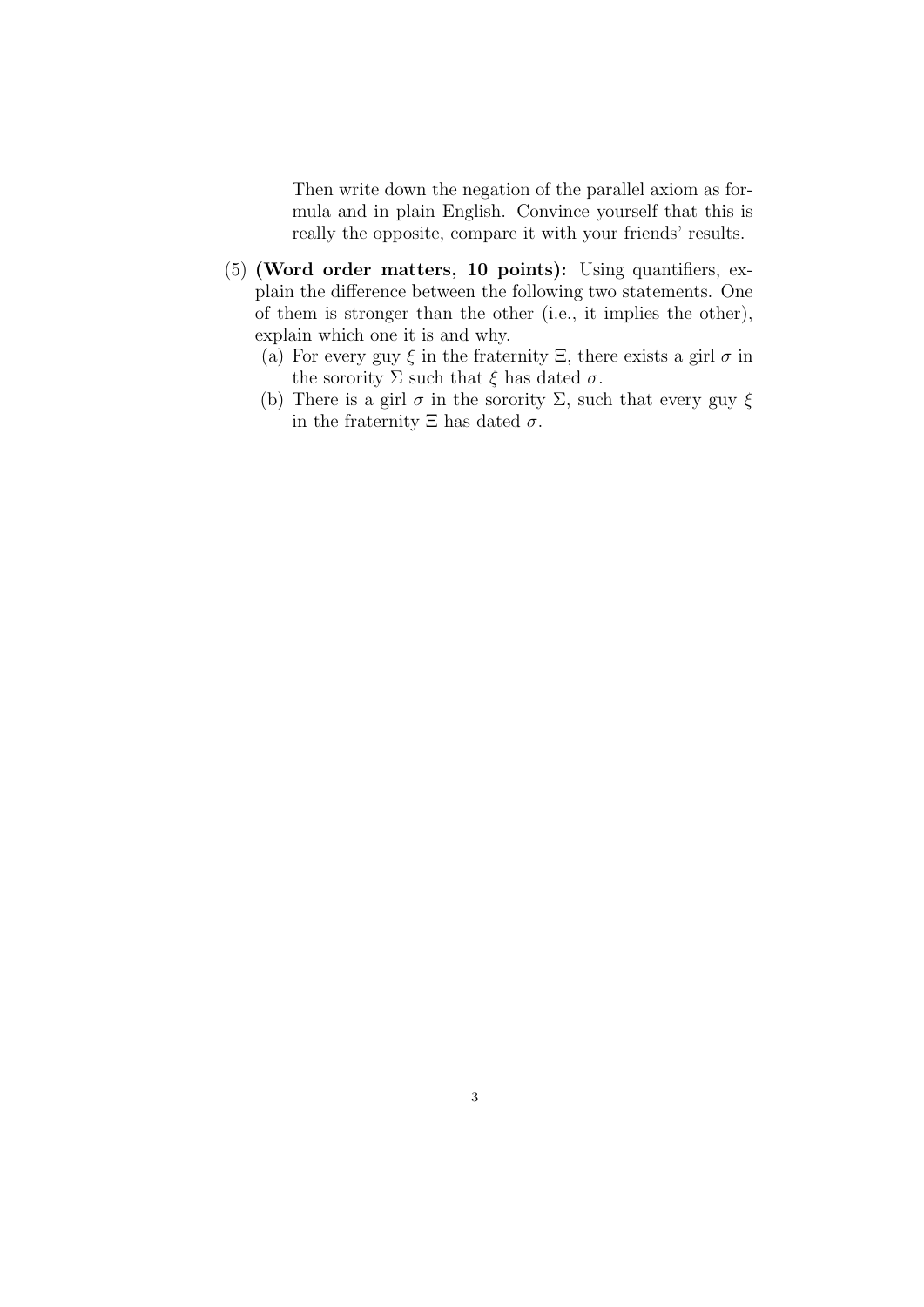Then write down the negation of the parallel axiom as formula and in plain English. Convince yourself that this is really the opposite, compare it with your friends' results.

(5) **(Word order matters, 10 points):** Using quantifiers, explain the difference between the following two statements. One of them is stronger than the other (i.e., it implies the other), explain which one it is and why.

  (a) For every guy $\xi$ in the fraternity $\Xi$, there exists a girl $\sigma$ in the sorority $\Sigma$ such that $\xi$ has dated $\sigma$.

  (b) There is a girl $\sigma$ in the sorority $\Sigma$, such that every guy $\xi$ in the fraternity $\Xi$ has dated $\sigma$.